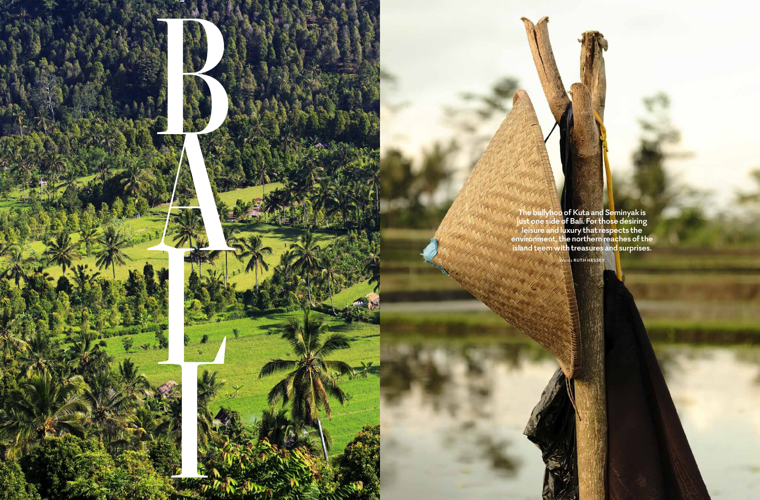# BALI

The ballyhoo of Kuta and Seminyak is just one side of Bali. For those desiring leisure and luxury that respects the environment, the northern reaches of the island teem with treasures and surprises.

Words **RUTH HESSEY**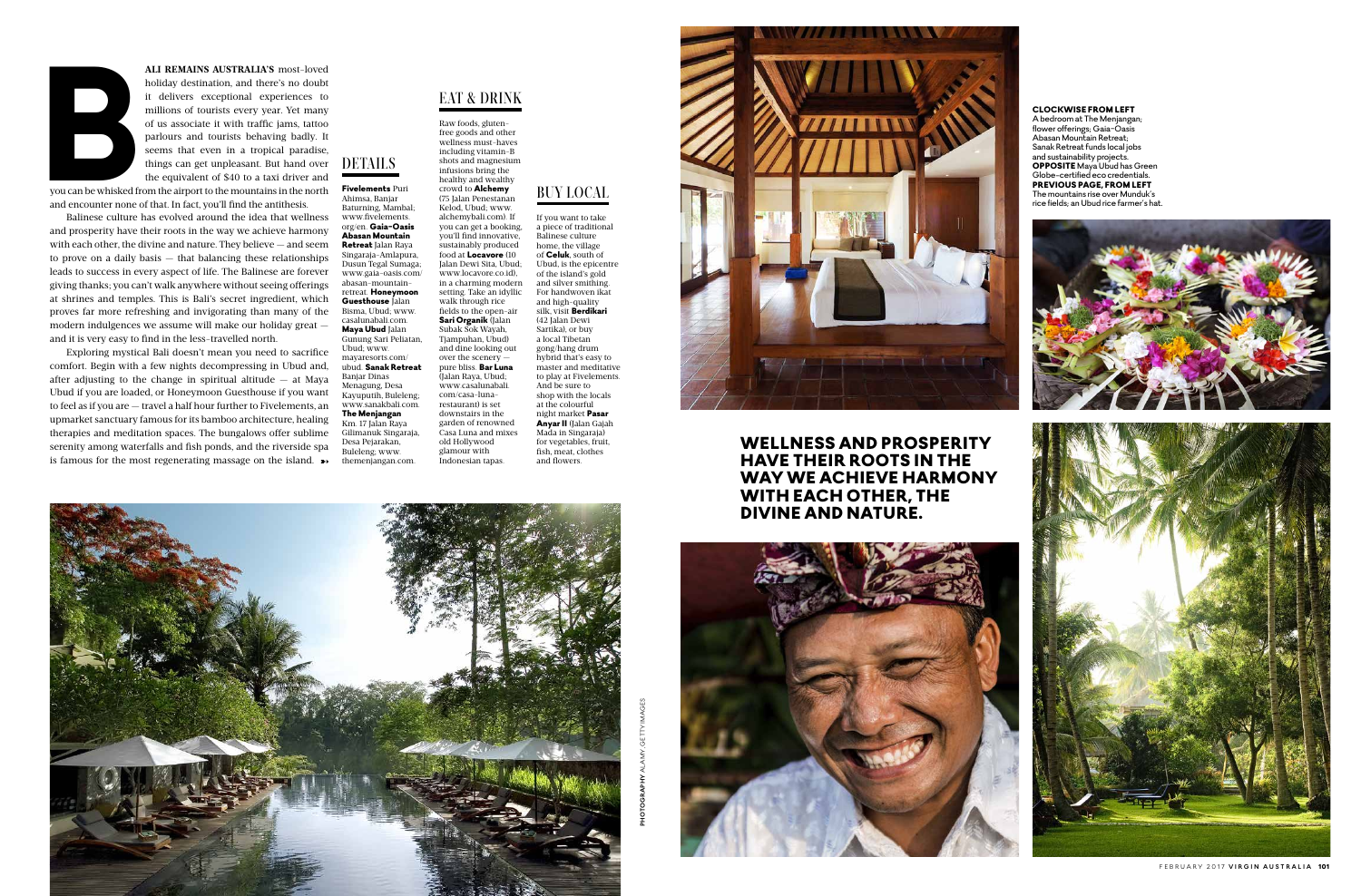**B**ALI REMAINS AUSTRALIA'S most-loved holiday destination, and there's no doubt it delivers exceptional experiences to millions of tourists every year. Yet many of us associate it with traffic jams, tattoo parlours and tourists behaving badly. It seems that even in a tropical paradise, things can get unpleasant. But hand over the equivalent of $40 to a taxi driver and you can be whisked from the airport to the mountains in the north and encounter none of that. In fact, you'll find the antithesis.

Balinese culture has evolved around the idea that wellness and prosperity have their roots in the way we achieve harmony with each other, the divine and nature. They believe – and seem to prove on a daily basis – that balancing these relationships leads to success in every aspect of life. The Balinese are forever giving thanks; you can't walk anywhere without seeing offerings at shrines and temples. This is Bali's secret ingredient, which proves far more refreshing and invigorating than many of the modern indulgences we assume will make our holiday great – and it is very easy to find in the less-travelled north.

Exploring mystical Bali doesn't mean you need to sacrifice comfort. Begin with a few nights decompressing in Ubud and, after adjusting to the change in spiritual altitude – at Maya Ubud if you are loaded, or Honeymoon Guesthouse if you want to feel as if you are – travel a half hour further to Fivelements, an upmarket sanctuary famous for its bamboo architecture, healing therapies and meditation spaces. The bungalows offer sublime serenity among waterfalls and fish ponds, and the riverside spa is famous for the most regenerating massage on the island. »

## DETAILS

**Fivelements** Puri Ahimsa, Banjar Baturning, Mambal; www.fivelements.org/en. **Gaia-Oasis Abasan Mountain Retreat** Jalan Raya Singaraja-Amlapura, Dusun Tegal Sumaga; www.gaia-oasis.com/abasan-mountain-retreat. **Honeymoon Guesthouse** Jalan Bisma, Ubud; www.casalunabali.com. **Maya Ubud** Jalan Gunung Sari Peliatan, Ubud; www.mayaresorts.com/ubud. **Sanak Retreat** Banjar Dinas Menagung, Desa Kayuputih, Buleleng; www.sanakbali.com. **The Menjangan** Km. 17 Jalan Raya Gilimanuk Singaraja, Desa Pejarakan, Buleleng; www.themenjangan.com.

## EAT & DRINK

Raw foods, gluten-free goods and other wellness must-haves including vitamin-B shots and magnesium infusions bring the healthy and wealthy crowd to **Alchemy** (75 Jalan Penestanan Kelod, Ubud; www.alchemybali.com). If you can get a booking, you'll find innovative, sustainably produced food at **Locavore** (10 Jalan Dewi Sita, Ubud; www.locavore.co.id), in a charming modern setting. Take an idyllic walk through rice fields to the open-air **Sari Organik** (Jalan Subak Sok Wayah, Tjampuhan, Ubud) and dine looking out over the scenery – pure bliss. **Bar Luna** (Jalan Raya, Ubud; www.casalunabali.com/casa-luna-restaurant) is set downstairs in the garden of renowned Casa Luna and mixes old Hollywood glamour with Indonesian tapas.

## BUY LOCAL

If you want to take a piece of traditional Balinese culture home, the village of **Celuk**, south of Ubud, is the epicentre of the island's gold and silver smithing. For handwoven ikat and high-quality silk, visit **Berdikari** (42 Jalan Dewi Sartika), or buy a local Tibetan gong/hang drum hybrid that's easy to master and meditative to play at Fivelements. And be sure to shop with the locals at the colourful night market **Pasar Anyar II** (Jalan Gajah Mada in Singaraja) for vegetables, fruit, fish, meat, clothes and flowers.

**CLOCKWISE FROM LEFT** A bedroom at The Menjangan; flower offerings; Gaia-Oasis Abasan Mountain Retreat; Sanak Retreat funds local jobs and sustainability projects. **OPPOSITE** Maya Ubud has Green Globe-certified eco credentials. **PREVIOUS PAGE, FROM LEFT** The mountains rise over Munduk's rice fields; an Ubud rice farmer's hat.

**WELLNESS AND PROSPERITY HAVE THEIR ROOTS IN THE WAY WE ACHIEVE HARMONY WITH EACH OTHER, THE DIVINE AND NATURE.**

**PHOTOGRAPHY** ALAMY, GETTY IMAGES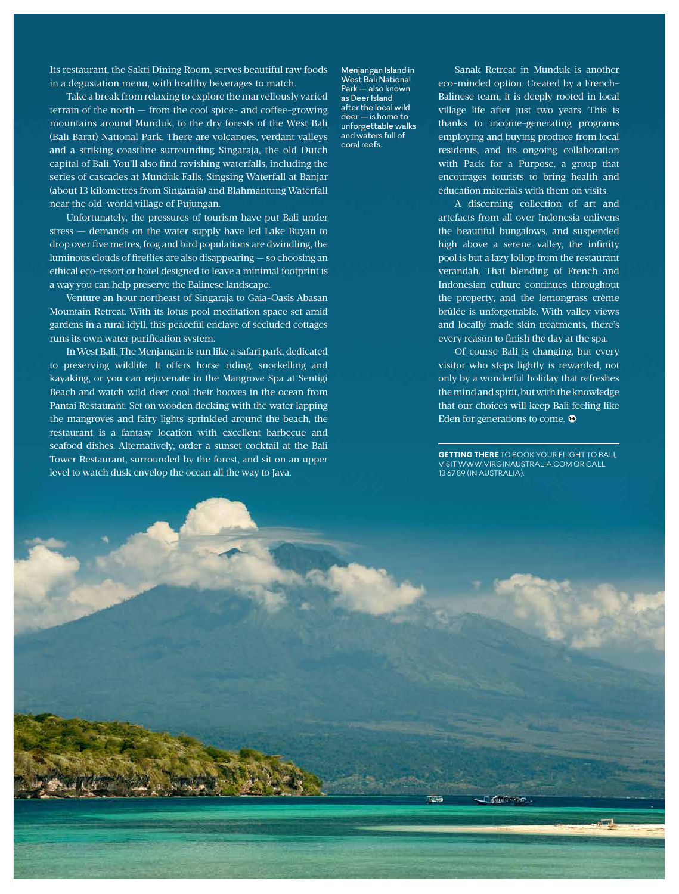Its restaurant, the Sakti Dining Room, serves beautiful raw foods in a degustation menu, with healthy beverages to match.

Take a break from relaxing to explore the marvellously varied terrain of the north — from the cool spice- and coffee-growing mountains around Munduk, to the dry forests of the West Bali (Bali Barat) National Park. There are volcanoes, verdant valleys and a striking coastline surrounding Singaraja, the old Dutch capital of Bali. You'll also find ravishing waterfalls, including the series of cascades at Munduk Falls, Singsing Waterfall at Banjar (about 13 kilometres from Singaraja) and Blahmantung Waterfall near the old-world village of Pujungan.

Unfortunately, the pressures of tourism have put Bali under stress — demands on the water supply have led Lake Buyan to drop over five metres, frog and bird populations are dwindling, the luminous clouds of fireflies are also disappearing — so choosing an ethical eco-resort or hotel designed to leave a minimal footprint is a way you can help preserve the Balinese landscape.

Venture an hour northeast of Singaraja to Gaia-Oasis Abasan Mountain Retreat. With its lotus pool meditation space set amid gardens in a rural idyll, this peaceful enclave of secluded cottages runs its own water purification system.

In West Bali, The Menjangan is run like a safari park, dedicated to preserving wildlife. It offers horse riding, snorkelling and kayaking, or you can rejuvenate in the Mangrove Spa at Sentigi Beach and watch wild deer cool their hooves in the ocean from Pantai Restaurant. Set on wooden decking with the water lapping the mangroves and fairy lights sprinkled around the beach, the restaurant is a fantasy location with excellent barbecue and seafood dishes. Alternatively, order a sunset cocktail at the Bali Tower Restaurant, surrounded by the forest, and sit on an upper level to watch dusk envelop the ocean all the way to Java.

Menjangan Island in West Bali National Park — also known as Deer Island after the local wild deer — is home to unforgettable walks and waters full of coral reefs.

Sanak Retreat in Munduk is another eco-minded option. Created by a French-Balinese team, it is deeply rooted in local village life after just two years. This is thanks to income-generating programs employing and buying produce from local residents, and its ongoing collaboration with Pack for a Purpose, a group that encourages tourists to bring health and education materials with them on visits.

A discerning collection of art and artefacts from all over Indonesia enlivens the beautiful bungalows, and suspended high above a serene valley, the infinity pool is but a lazy lollop from the restaurant verandah. That blending of French and Indonesian culture continues throughout the property, and the lemongrass crème brûlée is unforgettable. With valley views and locally made skin treatments, there's every reason to finish the day at the spa.

Of course Bali is changing, but every visitor who steps lightly is rewarded, not only by a wonderful holiday that refreshes the mind and spirit, but with the knowledge that our choices will keep Bali feeling like Eden for generations to come.

**GETTING THERE** TO BOOK YOUR FLIGHT TO BALI, VISIT WWW.VIRGINAUSTRALIA.COM OR CALL 13 67 89 (IN AUSTRALIA).